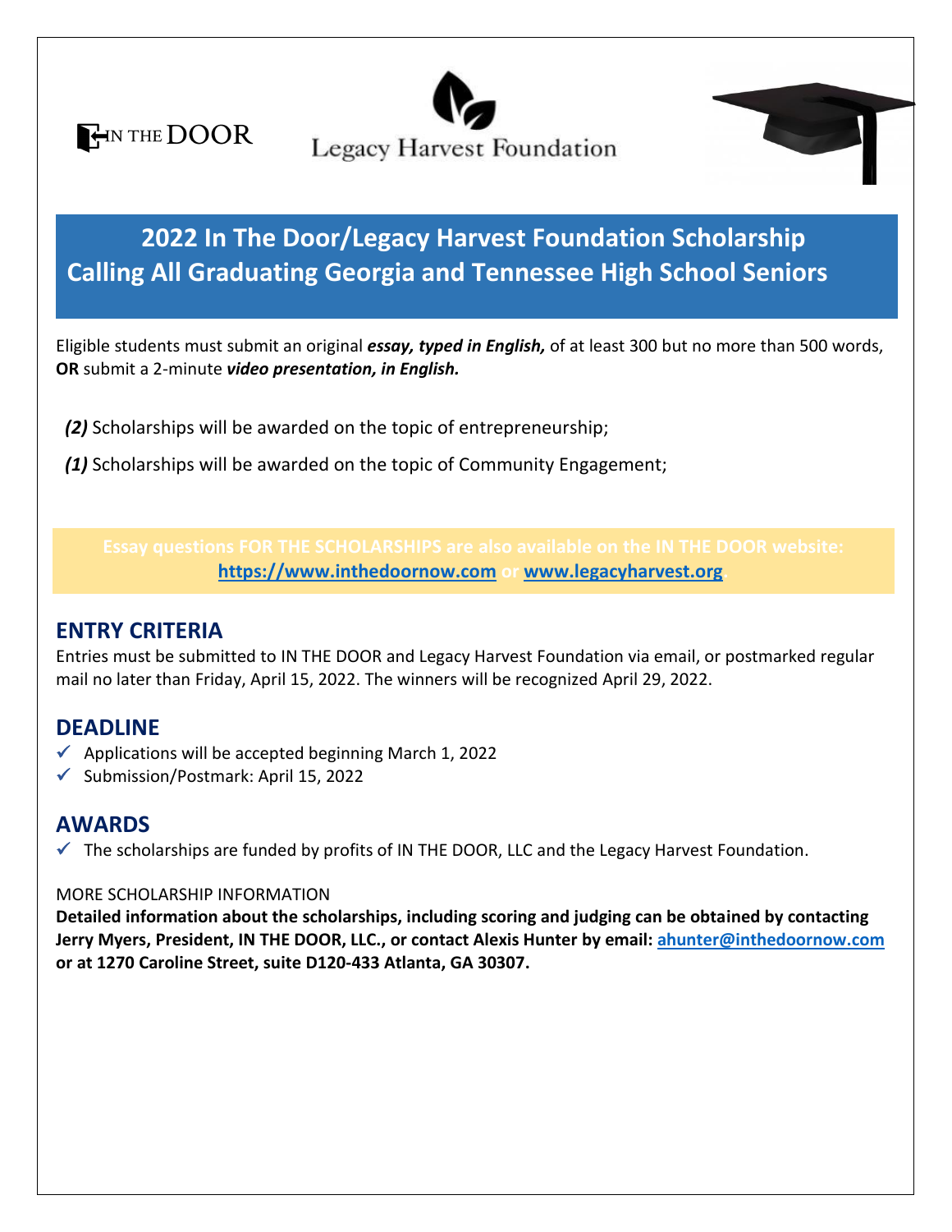IN THE DOOR

Legacy Harvest Foundation

# 2022 In The Door/Legacy Harvest Foundation Scholarship Calling All Graduating Georgia and Tennessee High School Seniors

Eligible students must submit an original ***essay, typed in English,*** of at least 300 but no more than 500 words, **OR** submit a 2-minute ***video presentation, in English.***

***(2)*** Scholarships will be awarded on the topic of entrepreneurship;

***(1)*** Scholarships will be awarded on the topic of Community Engagement;

**Essay questions FOR THE SCHOLARSHIPS are also available on the IN THE DOOR website: [https://www.inthedoornow.com](https://www.inthedoornow.com) or [www.legacyharvest.org](www.legacyharvest.org).**

## ENTRY CRITERIA

Entries must be submitted to IN THE DOOR and Legacy Harvest Foundation via email, or postmarked regular mail no later than Friday, April 15, 2022. The winners will be recognized April 29, 2022.

## DEADLINE

- ✓ Applications will be accepted beginning March 1, 2022
- ✓ Submission/Postmark: April 15, 2022

## AWARDS

- ✓ The scholarships are funded by profits of IN THE DOOR, LLC and the Legacy Harvest Foundation.

MORE SCHOLARSHIP INFORMATION

**Detailed information about the scholarships, including scoring and judging can be obtained by contacting Jerry Myers, President, IN THE DOOR, LLC., or contact Alexis Hunter by email: [ahunter@inthedoornow.com](mailto:ahunter@inthedoornow.com) or at 1270 Caroline Street, suite D120-433 Atlanta, GA 30307.**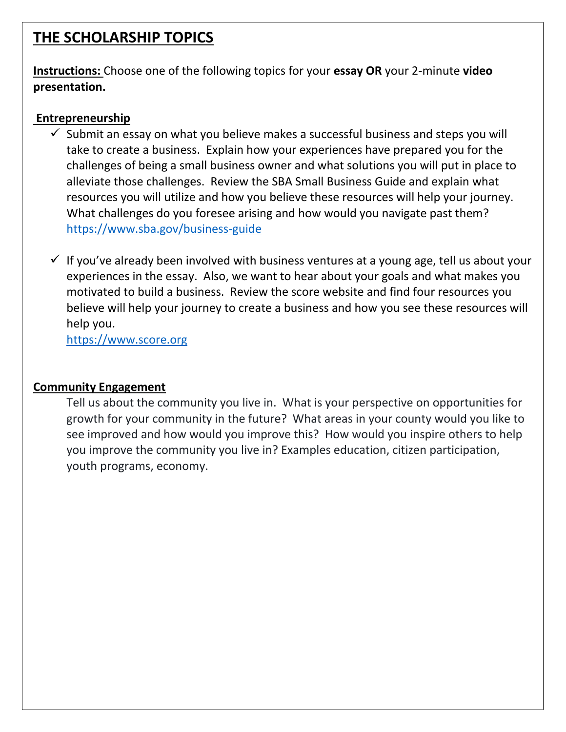# THE SCHOLARSHIP TOPICS

**Instructions:** Choose one of the following topics for your **essay OR** your 2-minute **video presentation.**

## Entrepreneurship

- ✓ Submit an essay on what you believe makes a successful business and steps you will take to create a business. Explain how your experiences have prepared you for the challenges of being a small business owner and what solutions you will put in place to alleviate those challenges. Review the SBA Small Business Guide and explain what resources you will utilize and how you believe these resources will help your journey. What challenges do you foresee arising and how would you navigate past them? https://www.sba.gov/business-guide

- ✓ If you've already been involved with business ventures at a young age, tell us about your experiences in the essay. Also, we want to hear about your goals and what makes you motivated to build a business. Review the score website and find four resources you believe will help your journey to create a business and how you see these resources will help you. https://www.score.org

## Community Engagement

Tell us about the community you live in. What is your perspective on opportunities for growth for your community in the future? What areas in your county would you like to see improved and how would you improve this? How would you inspire others to help you improve the community you live in? Examples education, citizen participation, youth programs, economy.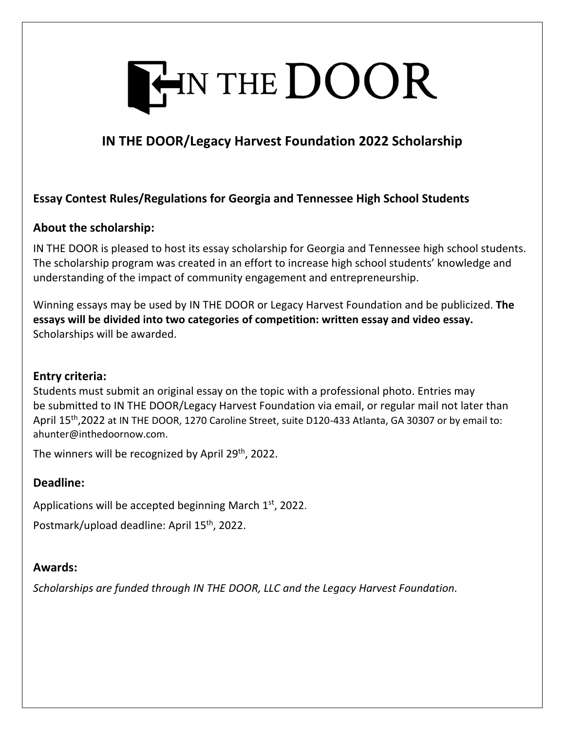# IN THE DOOR

## IN THE DOOR/Legacy Harvest Foundation 2022 Scholarship

### Essay Contest Rules/Regulations for Georgia and Tennessee High School Students

### About the scholarship:

IN THE DOOR is pleased to host its essay scholarship for Georgia and Tennessee high school students. The scholarship program was created in an effort to increase high school students' knowledge and understanding of the impact of community engagement and entrepreneurship.

Winning essays may be used by IN THE DOOR or Legacy Harvest Foundation and be publicized. **The essays will be divided into two categories of competition: written essay and video essay.** Scholarships will be awarded.

### Entry criteria:

Students must submit an original essay on the topic with a professional photo. Entries may be submitted to IN THE DOOR/Legacy Harvest Foundation via email, or regular mail not later than April 15th,2022 at IN THE DOOR, 1270 Caroline Street, suite D120-433 Atlanta, GA 30307 or by email to: ahunter@inthedoornow.com.

The winners will be recognized by April 29th, 2022.

### Deadline:

Applications will be accepted beginning March 1st, 2022.

Postmark/upload deadline: April 15th, 2022.

### Awards:

*Scholarships are funded through IN THE DOOR, LLC and the Legacy Harvest Foundation.*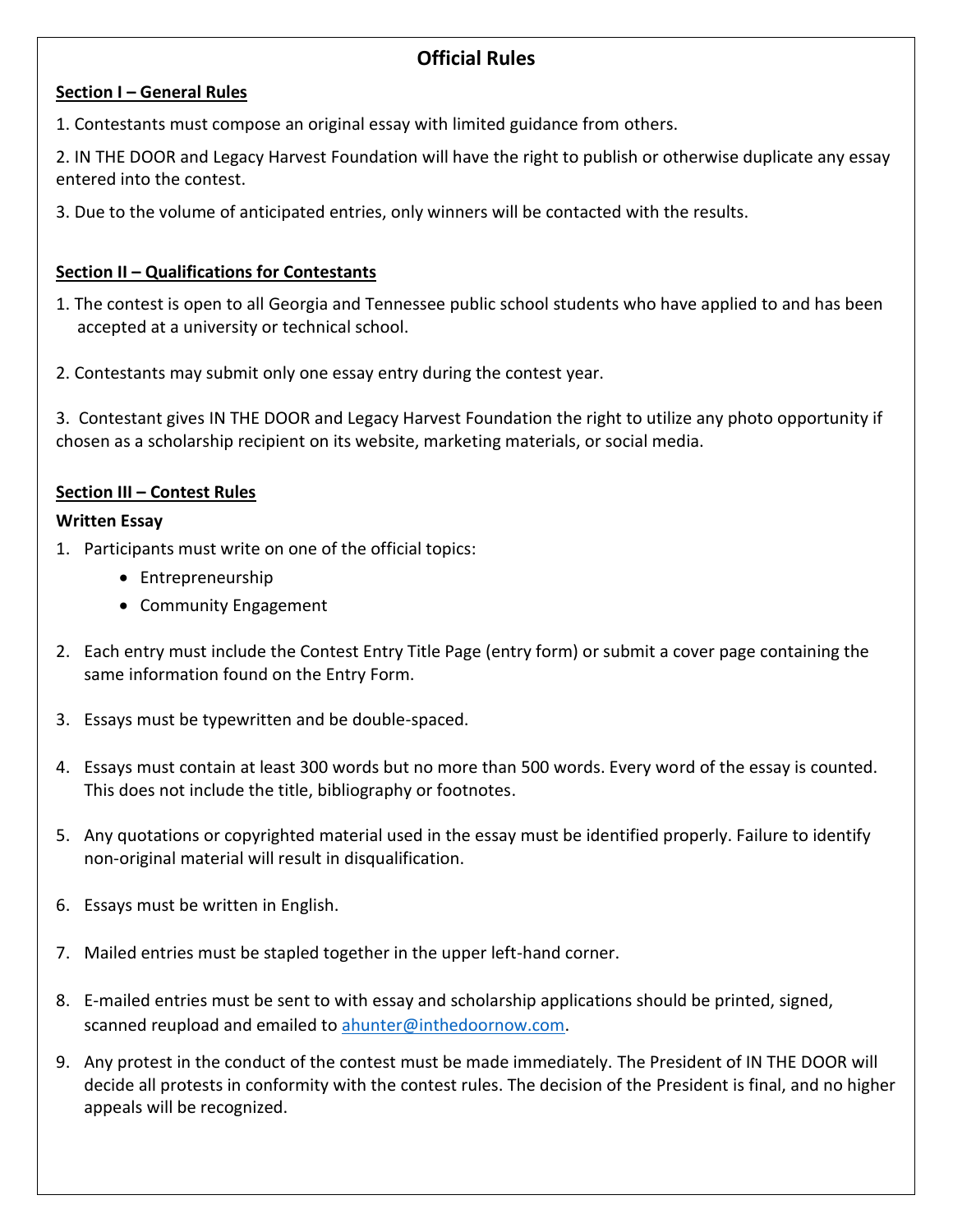# Official Rules

## Section I – General Rules

1. Contestants must compose an original essay with limited guidance from others.

2. IN THE DOOR and Legacy Harvest Foundation will have the right to publish or otherwise duplicate any essay entered into the contest.

3. Due to the volume of anticipated entries, only winners will be contacted with the results.

## Section II – Qualifications for Contestants

1. The contest is open to all Georgia and Tennessee public school students who have applied to and has been accepted at a university or technical school.

2. Contestants may submit only one essay entry during the contest year.

3. Contestant gives IN THE DOOR and Legacy Harvest Foundation the right to utilize any photo opportunity if chosen as a scholarship recipient on its website, marketing materials, or social media.

## Section III – Contest Rules

**Written Essay**

1. Participants must write on one of the official topics:
   - Entrepreneurship
   - Community Engagement

2. Each entry must include the Contest Entry Title Page (entry form) or submit a cover page containing the same information found on the Entry Form.

3. Essays must be typewritten and be double-spaced.

4. Essays must contain at least 300 words but no more than 500 words. Every word of the essay is counted. This does not include the title, bibliography or footnotes.

5. Any quotations or copyrighted material used in the essay must be identified properly. Failure to identify non-original material will result in disqualification.

6. Essays must be written in English.

7. Mailed entries must be stapled together in the upper left-hand corner.

8. E-mailed entries must be sent to with essay and scholarship applications should be printed, signed, scanned reupload and emailed to [ahunter@inthedoornow.com](mailto:ahunter@inthedoornow.com).

9. Any protest in the conduct of the contest must be made immediately. The President of IN THE DOOR will decide all protests in conformity with the contest rules. The decision of the President is final, and no higher appeals will be recognized.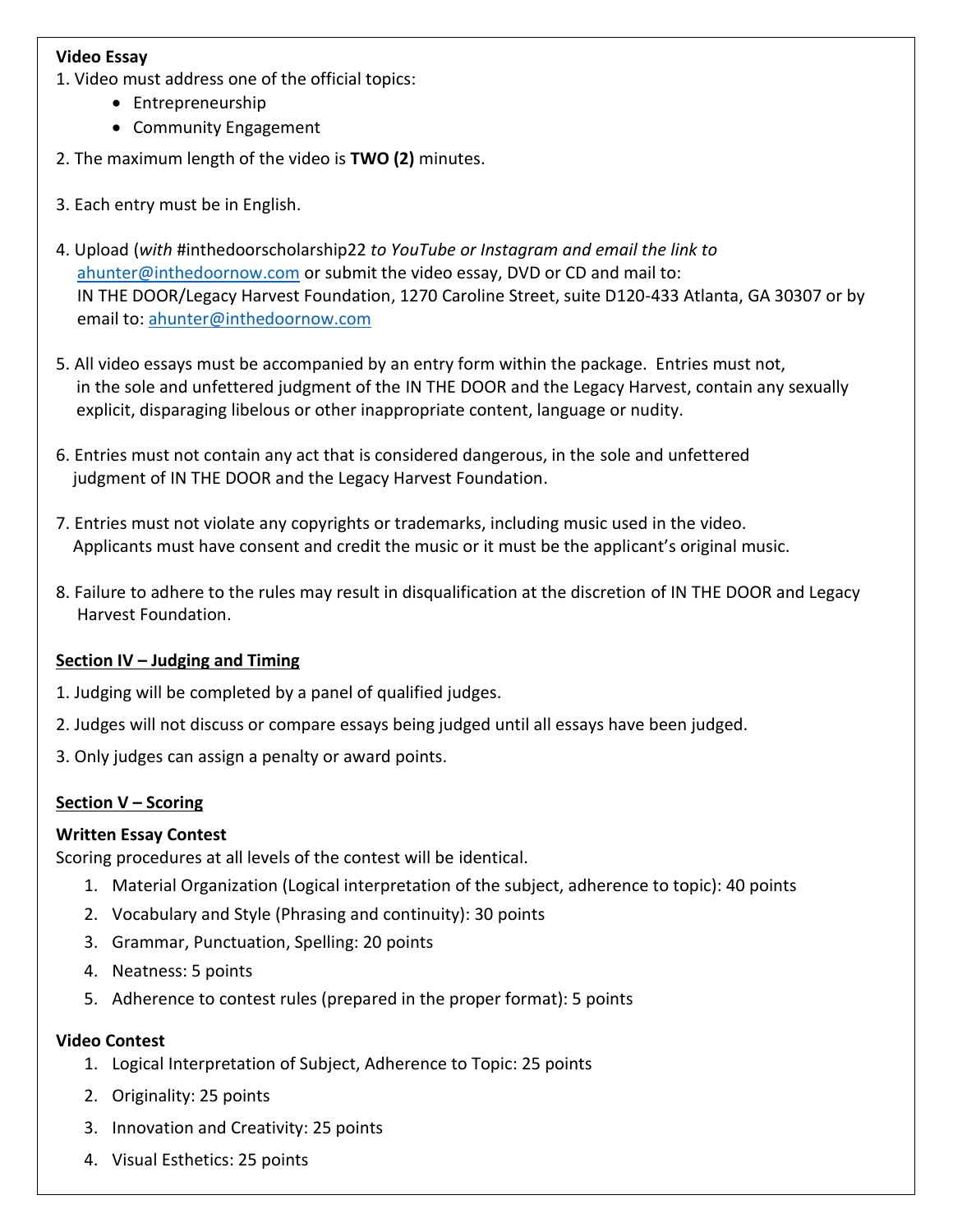**Video Essay**

1. Video must address one of the official topics:
   - Entrepreneurship
   - Community Engagement
2. The maximum length of the video is **TWO (2)** minutes.
3. Each entry must be in English.
4. Upload (*with* #inthedoorscholarship22 *to YouTube or Instagram and email the link to* ahunter@inthedoornow.com or submit the video essay, DVD or CD and mail to: IN THE DOOR/Legacy Harvest Foundation, 1270 Caroline Street, suite D120-433 Atlanta, GA 30307 or by email to: ahunter@inthedoornow.com
5. All video essays must be accompanied by an entry form within the package. Entries must not, in the sole and unfettered judgment of the IN THE DOOR and the Legacy Harvest, contain any sexually explicit, disparaging libelous or other inappropriate content, language or nudity.
6. Entries must not contain any act that is considered dangerous, in the sole and unfettered judgment of IN THE DOOR and the Legacy Harvest Foundation.
7. Entries must not violate any copyrights or trademarks, including music used in the video. Applicants must have consent and credit the music or it must be the applicant's original music.
8. Failure to adhere to the rules may result in disqualification at the discretion of IN THE DOOR and Legacy Harvest Foundation.

## Section IV – Judging and Timing

1. Judging will be completed by a panel of qualified judges.
2. Judges will not discuss or compare essays being judged until all essays have been judged.
3. Only judges can assign a penalty or award points.

## Section V – Scoring

**Written Essay Contest**

Scoring procedures at all levels of the contest will be identical.

1. Material Organization (Logical interpretation of the subject, adherence to topic): 40 points
2. Vocabulary and Style (Phrasing and continuity): 30 points
3. Grammar, Punctuation, Spelling: 20 points
4. Neatness: 5 points
5. Adherence to contest rules (prepared in the proper format): 5 points

**Video Contest**

1. Logical Interpretation of Subject, Adherence to Topic: 25 points
2. Originality: 25 points
3. Innovation and Creativity: 25 points
4. Visual Esthetics: 25 points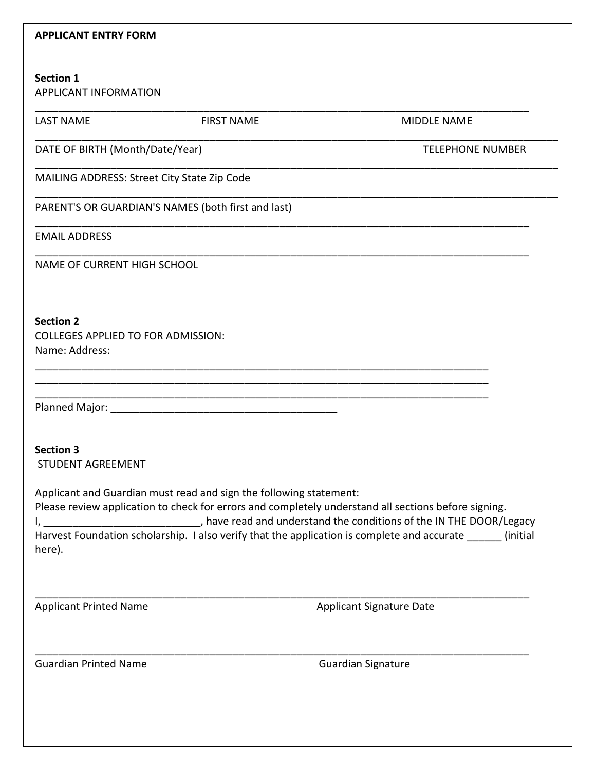**APPLICANT ENTRY FORM**

**Section 1**

APPLICANT INFORMATION

_______________________________________________________________________________

LAST NAME FIRST NAME MIDDLE NAME

_______________________________________________________________________________

DATE OF BIRTH (Month/Date/Year) TELEPHONE NUMBER

_______________________________________________________________________________

MAILING ADDRESS: Street City State Zip Code

_______________________________________________________________________________

PARENT'S OR GUARDIAN'S NAMES (both first and last)

_______________________________________________________________________________

EMAIL ADDRESS

_______________________________________________________________________________

NAME OF CURRENT HIGH SCHOOL

**Section 2**

COLLEGES APPLIED TO FOR ADMISSION:

Name: Address:

_______________________________________________________________________________

_______________________________________________________________________________

_______________________________________________________________________________

Planned Major: ________________________________________

**Section 3**

STUDENT AGREEMENT

Applicant and Guardian must read and sign the following statement:

Please review application to check for errors and completely understand all sections before signing.

I, ___________________________, have read and understand the conditions of the IN THE DOOR/Legacy Harvest Foundation scholarship. I also verify that the application is complete and accurate ______ (initial here).

_______________________________________________________________________________

Applicant Printed Name Applicant Signature Date

_______________________________________________________________________________

Guardian Printed Name Guardian Signature